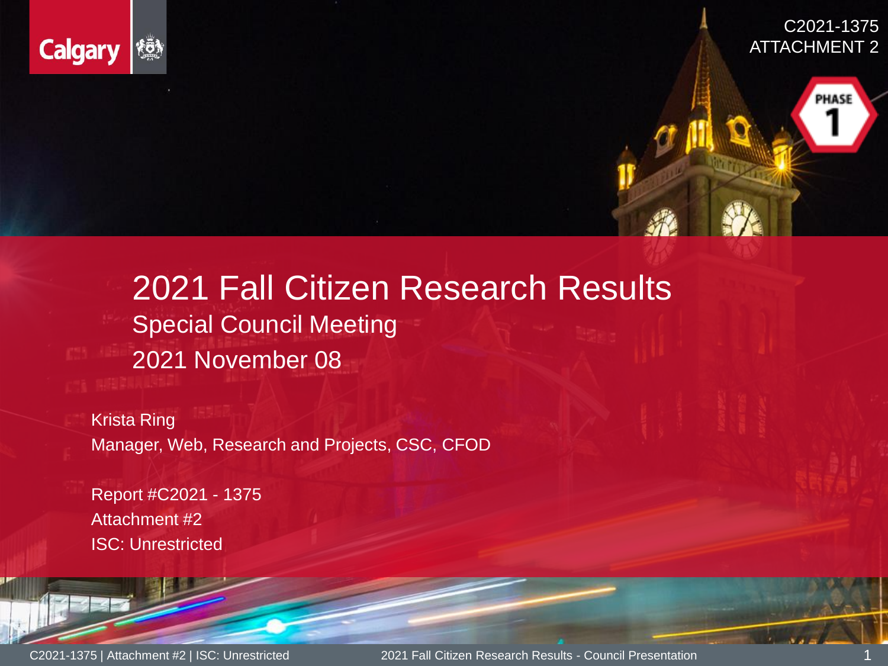C2021-1375
ATTACHMENT 2

PHASE 1

# 2021 Fall Citizen Research Results

## Special Council Meeting

## 2021 November 08

Krista Ring
Manager, Web, Research and Projects, CSC, CFOD

Report #C2021 - 1375
Attachment #2
ISC: Unrestricted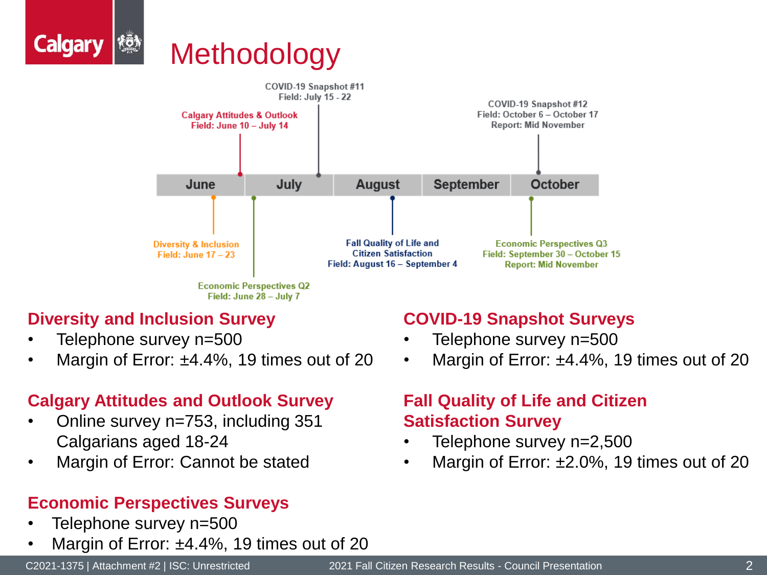# Methodology

COVID-19 Snapshot #11
Field: July 15 - 22

Calgary Attitudes & Outlook
Field: June 10 – July 14

COVID-19 Snapshot #12
Field: October 6 – October 17
Report: Mid November

June | July | August | September | October

Diversity & Inclusion
Field: June 17 – 23

Economic Perspectives Q2
Field: June 28 – July 7

Fall Quality of Life and Citizen Satisfaction
Field: August 16 – September 4

Economic Perspectives Q3
Field: September 30 – October 15
Report: Mid November

## Diversity and Inclusion Survey

- Telephone survey n=500
- Margin of Error: ±4.4%, 19 times out of 20

## Calgary Attitudes and Outlook Survey

- Online survey n=753, including 351 Calgarians aged 18-24
- Margin of Error: Cannot be stated

## Economic Perspectives Surveys

- Telephone survey n=500
- Margin of Error: ±4.4%, 19 times out of 20

## COVID-19 Snapshot Surveys

- Telephone survey n=500
- Margin of Error: ±4.4%, 19 times out of 20

## Fall Quality of Life and Citizen Satisfaction Survey

- Telephone survey n=2,500
- Margin of Error: ±2.0%, 19 times out of 20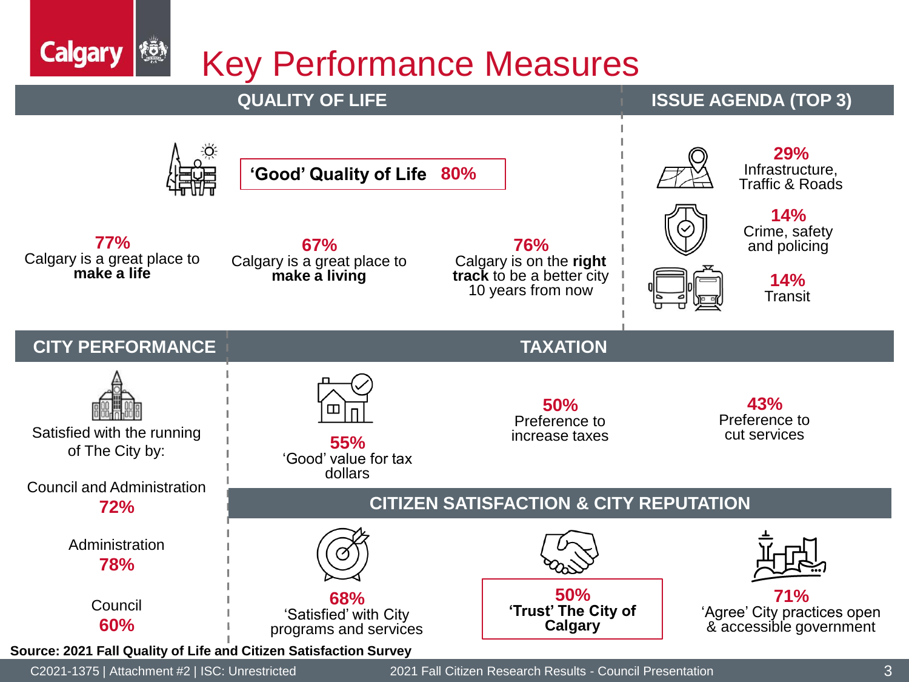# Key Performance Measures

## QUALITY OF LIFE

**'Good' Quality of Life 80%**

**77%**
Calgary is a great place to **make a life**

**67%**
Calgary is a great place to **make a living**

**76%**
Calgary is on the **right track** to be a better city 10 years from now

## ISSUE AGENDA (TOP 3)

**29%**
Infrastructure, Traffic & Roads

**14%**
Crime, safety and policing

**14%**
Transit

## CITY PERFORMANCE

Satisfied with the running of The City by:

Council and Administration
**72%**

Administration
**78%**

Council
**60%**

## TAXATION

**55%**
'Good' value for tax dollars

**50%**
Preference to increase taxes

**43%**
Preference to cut services

## CITIZEN SATISFACTION & CITY REPUTATION

**68%**
'Satisfied' with City programs and services

**50%**
**'Trust' The City of Calgary**

**71%**
'Agree' City practices open & accessible government

**Source: 2021 Fall Quality of Life and Citizen Satisfaction Survey**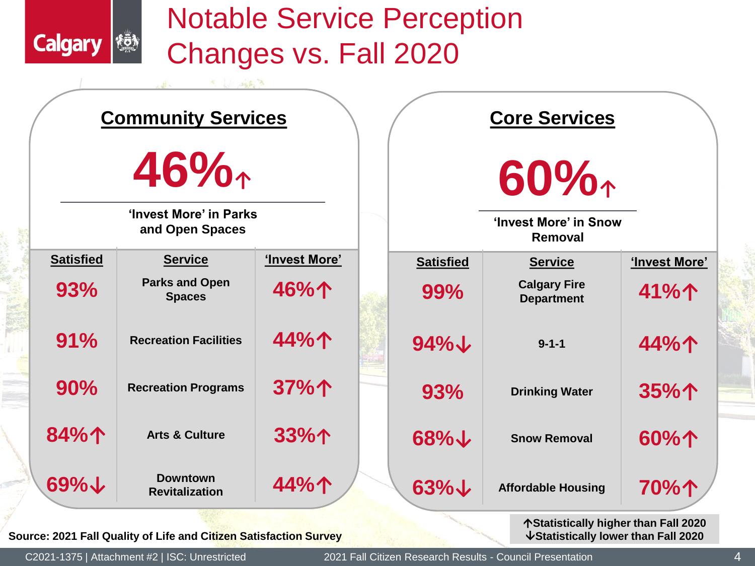# Notable Service Perception Changes vs. Fall 2020

## Community Services

**46%↑**

'Invest More' in Parks and Open Spaces

| Satisfied | Service | 'Invest More' |
|---|---|---|
| 93% | Parks and Open Spaces | 46%↑ |
| 91% | Recreation Facilities | 44%↑ |
| 90% | Recreation Programs | 37%↑ |
| 84%↑ | Arts & Culture | 33%↑ |
| 69%↓ | Downtown Revitalization | 44%↑ |

## Core Services

**60%↑**

'Invest More' in Snow Removal

| Satisfied | Service | 'Invest More' |
|---|---|---|
| 99% | Calgary Fire Department | 41%↑ |
| 94%↓ | 9-1-1 | 44%↑ |
| 93% | Drinking Water | 35%↑ |
| 68%↓ | Snow Removal | 60%↑ |
| 63%↓ | Affordable Housing | 70%↑ |

↑Statistically higher than Fall 2020
↓Statistically lower than Fall 2020

Source: 2021 Fall Quality of Life and Citizen Satisfaction Survey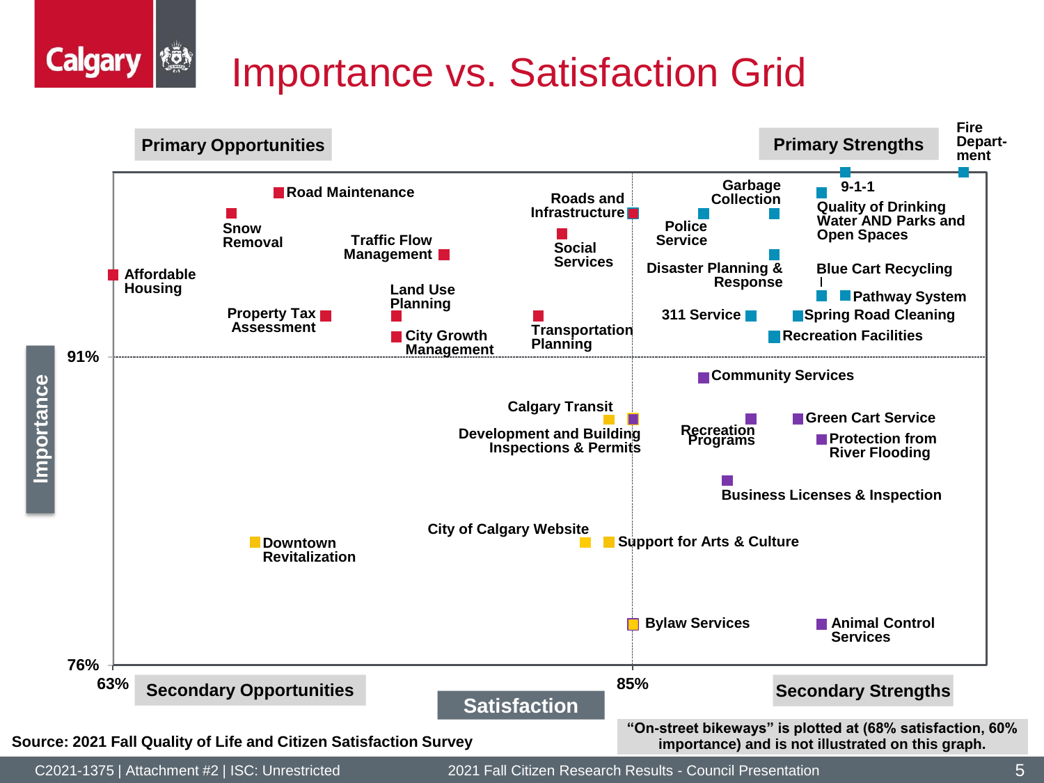# Importance vs. Satisfaction Grid

**Primary Opportunities** | **Primary Strengths**

**Secondary Opportunities** | **Secondary Strengths**

Importance (76% – 91%) vs. Satisfaction (63% – 85%)

**Primary Opportunities:** Road Maintenance, Snow Removal, Traffic Flow Management, Affordable Housing, Land Use Planning, Property Tax Assessment, City Growth Management, Roads and Infrastructure, Social Services, Transportation Planning

**Primary Strengths:** Fire Department, 9-1-1, Garbage Collection, Quality of Drinking Water AND Parks and Open Spaces, Police Service, Disaster Planning & Response, Blue Cart Recycling, Pathway System, 311 Service, Spring Road Cleaning, Recreation Facilities

**Secondary Opportunities:** Calgary Transit, Development and Building Inspections & Permits, City of Calgary Website, Downtown Revitalization, Bylaw Services

**Secondary Strengths:** Community Services, Green Cart Service, Recreation Programs, Protection from River Flooding, Business Licenses & Inspection, Support for Arts & Culture, Animal Control Services

Source: 2021 Fall Quality of Life and Citizen Satisfaction Survey

"On-street bikeways" is plotted at (68% satisfaction, 60% importance) and is not illustrated on this graph.

C2021-1375 | Attachment #2 | ISC: Unrestricted

2021 Fall Citizen Research Results - Council Presentation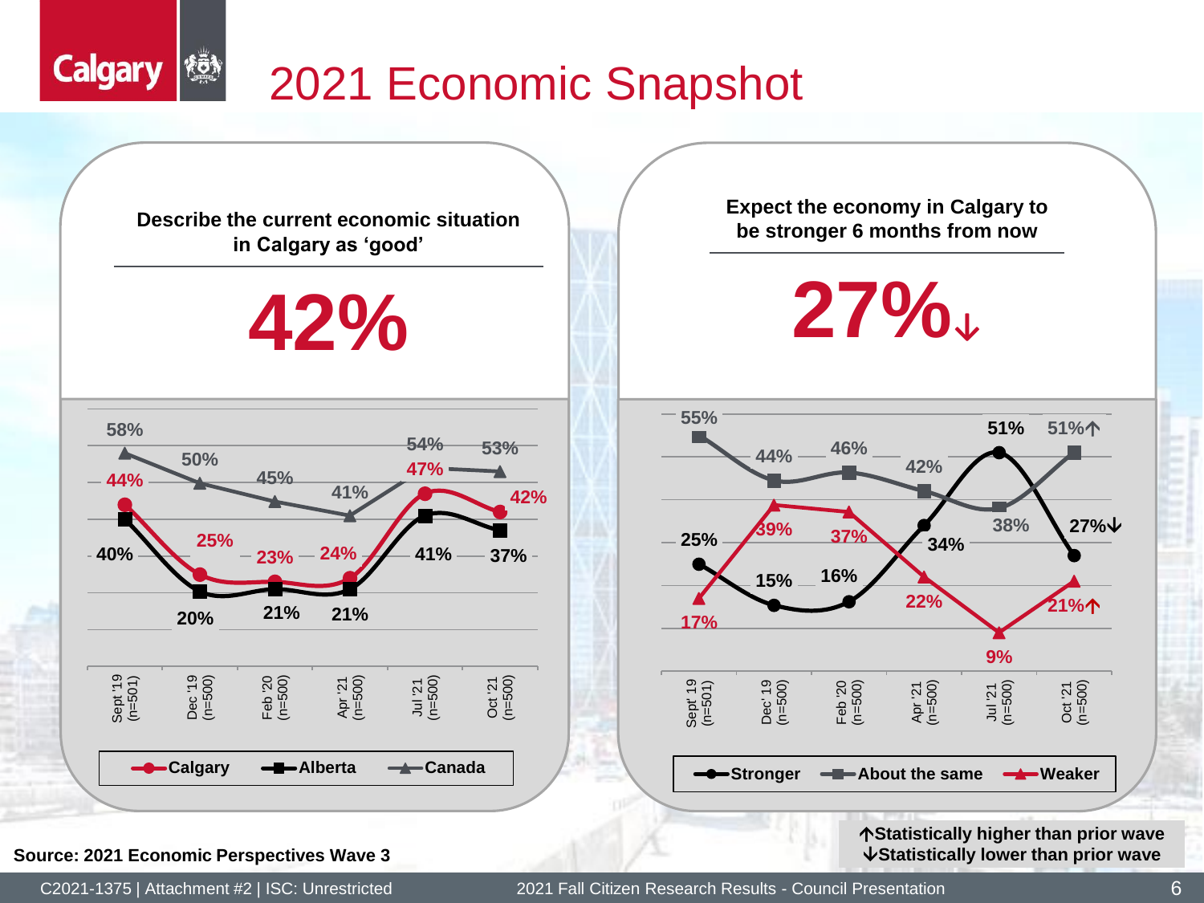# 2021 Economic Snapshot

## Describe the current economic situation in Calgary as 'good'

**42%**

| | Sept '19 (n=501) | Dec '19 (n=500) | Feb '20 (n=500) | Apr '21 (n=500) | Jul '21 (n=500) | Oct '21 (n=500) |
|---|---|---|---|---|---|---|
| Calgary | 44% | 25% | 23% | 24% | 47% | 42% |
| Alberta | 40% | 20% | 21% | 21% | 41% | 37% |
| Canada | 58% | 50% | 45% | 41% | 54% | 53% |

## Expect the economy in Calgary to be stronger 6 months from now

**27%↓**

| | Sept '19 (n=501) | Dec '19 (n=500) | Feb '20 (n=500) | Apr '21 (n=500) | Jul '21 (n=500) | Oct '21 (n=500) |
|---|---|---|---|---|---|---|
| Stronger | 25% | 15% | 16% | 34% | 51% | 27%↓ |
| About the same | 55% | 44% | 46% | 42% | 38% | 51%↑ |
| Weaker | 17% | 39% | 37% | 22% | 9% | 21%↑ |

↑Statistically higher than prior wave
↓Statistically lower than prior wave

**Source: 2021 Economic Perspectives Wave 3**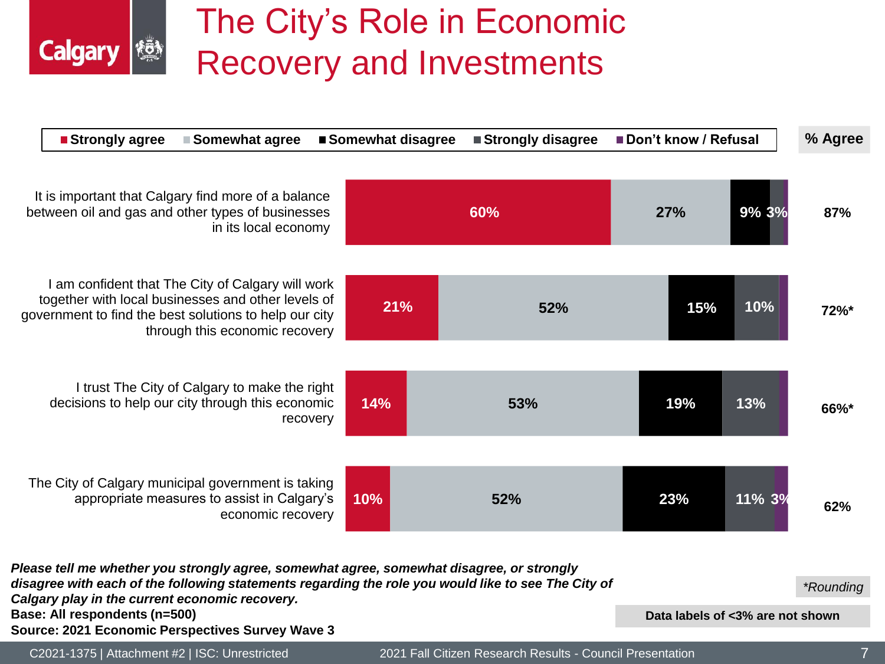# The City's Role in Economic Recovery and Investments

| Statement | Strongly agree | Somewhat agree | Somewhat disagree | Strongly disagree | Don't know / Refusal | % Agree |
|---|---|---|---|---|---|---|
| It is important that Calgary find more of a balance between oil and gas and other types of businesses in its local economy | 60% | 27% | 9% | 3% | | 87% |
| I am confident that The City of Calgary will work together with local businesses and other levels of government to find the best solutions to help our city through this economic recovery | 21% | 52% | 15% | 10% | | 72%* |
| I trust The City of Calgary to make the right decisions to help our city through this economic recovery | 14% | 53% | 19% | 13% | | 66%* |
| The City of Calgary municipal government is taking appropriate measures to assist in Calgary's economic recovery | 10% | 52% | 23% | 11% | 3% | 62% |

***Please tell me whether you strongly agree, somewhat agree, somewhat disagree, or strongly disagree with each of the following statements regarding the role you would like to see The City of Calgary play in the current economic recovery.***

**Base: All respondents (n=500)**

**Source: 2021 Economic Perspectives Survey Wave 3**

*\*Rounding*

**Data labels of <3% are not shown**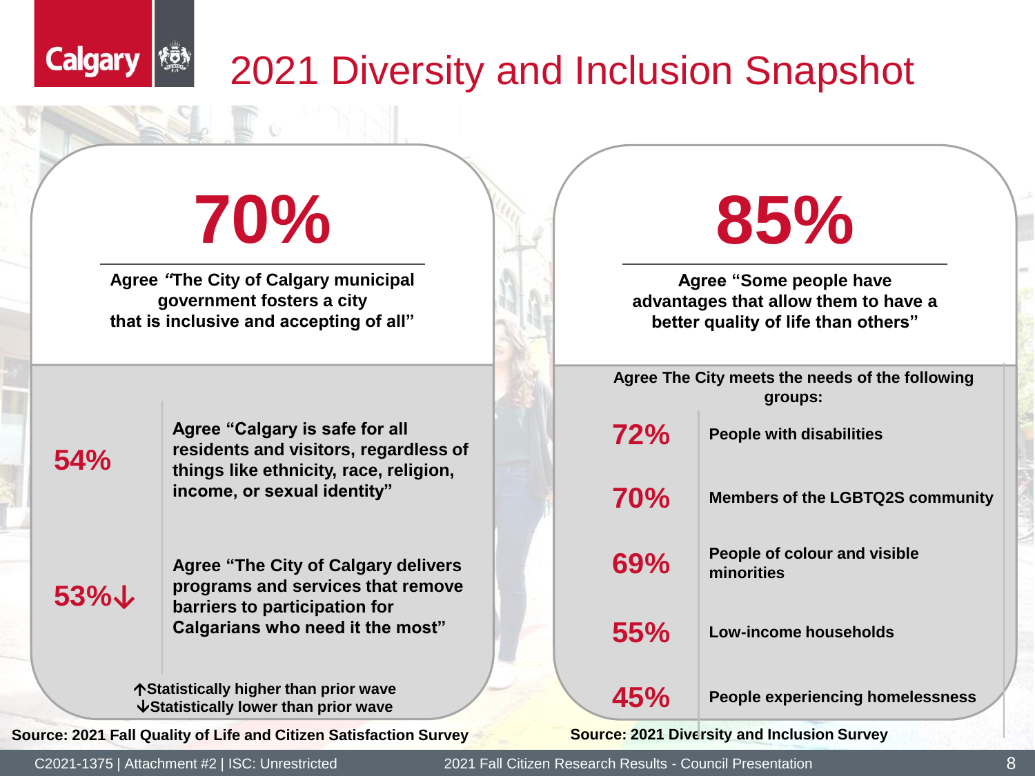# 2021 Diversity and Inclusion Snapshot

## 70%

**Agree "The City of Calgary municipal government fosters a city that is inclusive and accepting of all"**

| | |
|---|---|
| **54%** | **Agree "Calgary is safe for all residents and visitors, regardless of things like ethnicity, race, religion, income, or sexual identity"** |
| **53%↓** | **Agree "The City of Calgary delivers programs and services that remove barriers to participation for Calgarians who need it the most"** |

↑Statistically higher than prior wave
↓Statistically lower than prior wave

**Source: 2021 Fall Quality of Life and Citizen Satisfaction Survey**

## 85%

**Agree "Some people have advantages that allow them to have a better quality of life than others"**

**Agree The City meets the needs of the following groups:**

| | |
|---|---|
| **72%** | **People with disabilities** |
| **70%** | **Members of the LGBTQ2S community** |
| **69%** | **People of colour and visible minorities** |
| **55%** | **Low-income households** |
| **45%** | **People experiencing homelessness** |

**Source: 2021 Diversity and Inclusion Survey**

C2021-1375 | Attachment #2 | ISC: Unrestricted

2021 Fall Citizen Research Results - Council Presentation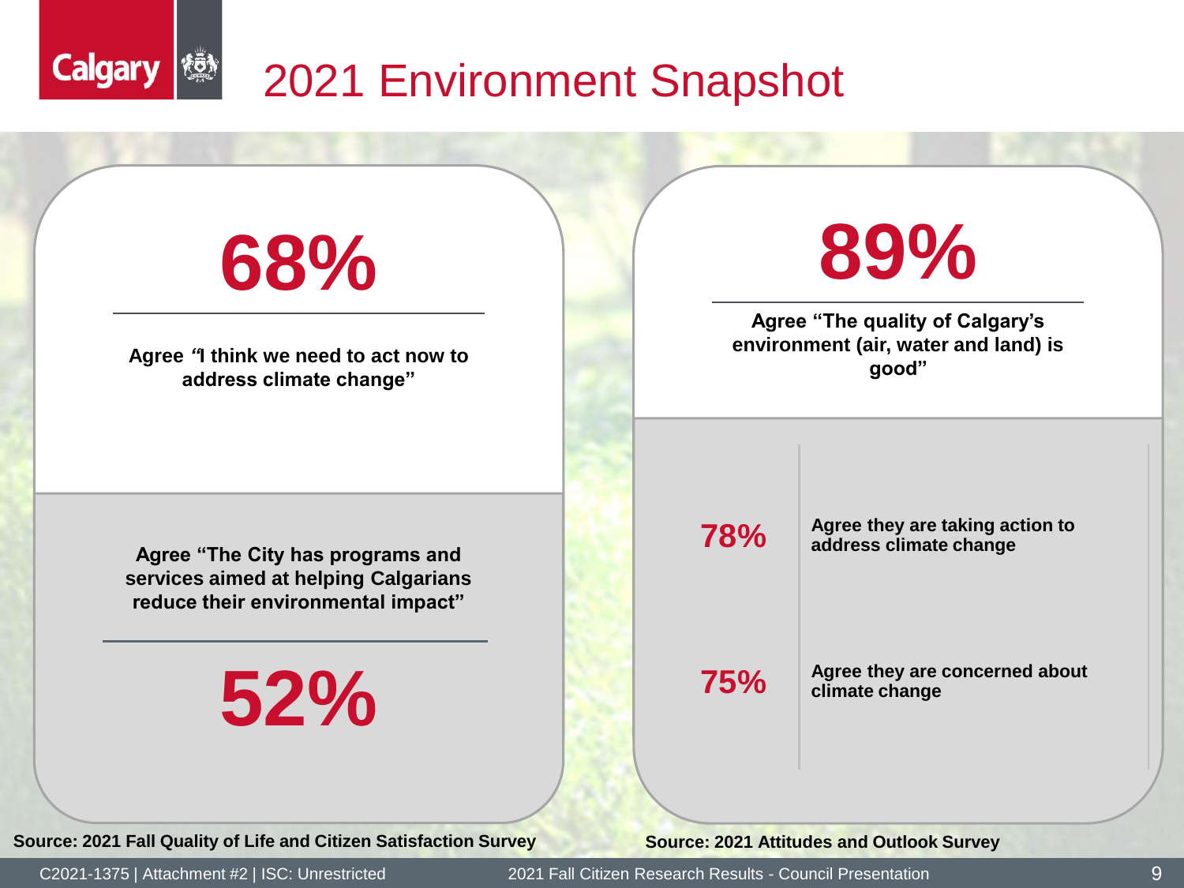# 2021 Environment Snapshot

**68%**

**Agree "I think we need to act now to address climate change"**

**Agree "The City has programs and services aimed at helping Calgarians reduce their environmental impact"**

**52%**

**Source: 2021 Fall Quality of Life and Citizen Satisfaction Survey**

**89%**

**Agree "The quality of Calgary's environment (air, water and land) is good"**

| | |
|---|---|
| **78%** | **Agree they are taking action to address climate change** |
| **75%** | **Agree they are concerned about climate change** |

**Source: 2021 Attitudes and Outlook Survey**

C2021-1375 | Attachment #2 | ISC: Unrestricted

2021 Fall Citizen Research Results - Council Presentation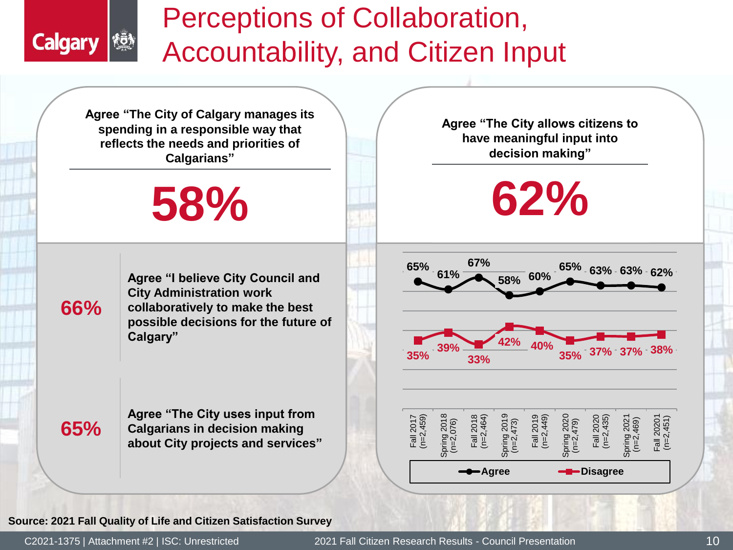# Perceptions of Collaboration, Accountability, and Citizen Input

**Agree "The City of Calgary manages its spending in a responsible way that reflects the needs and priorities of Calgarians"**

**58%**

**66%** — **Agree "I believe City Council and City Administration work collaboratively to make the best possible decisions for the future of Calgary"**

**65%** — **Agree "The City uses input from Calgarians in decision making about City projects and services"**

**Agree "The City allows citizens to have meaningful input into decision making"**

**62%**

| | Fall 2017 (n=2,459) | Spring 2018 (n=2,076) | Fall 2018 (n=2,464) | Spring 2019 (n=2,473) | Fall 2019 (n=2,449) | Spring 2020 (n=2,479) | Fall 2020 (n=2,435) | Spring 2021 (n=2,469) | Fall 20201 (n=2,451) |
|---|---|---|---|---|---|---|---|---|---|
| Agree | 65% | 61% | 67% | 58% | 60% | 65% | 63% | 63% | 62% |
| Disagree | 35% | 39% | 33% | 42% | 40% | 35% | 37% | 37% | 38% |

**Source: 2021 Fall Quality of Life and Citizen Satisfaction Survey**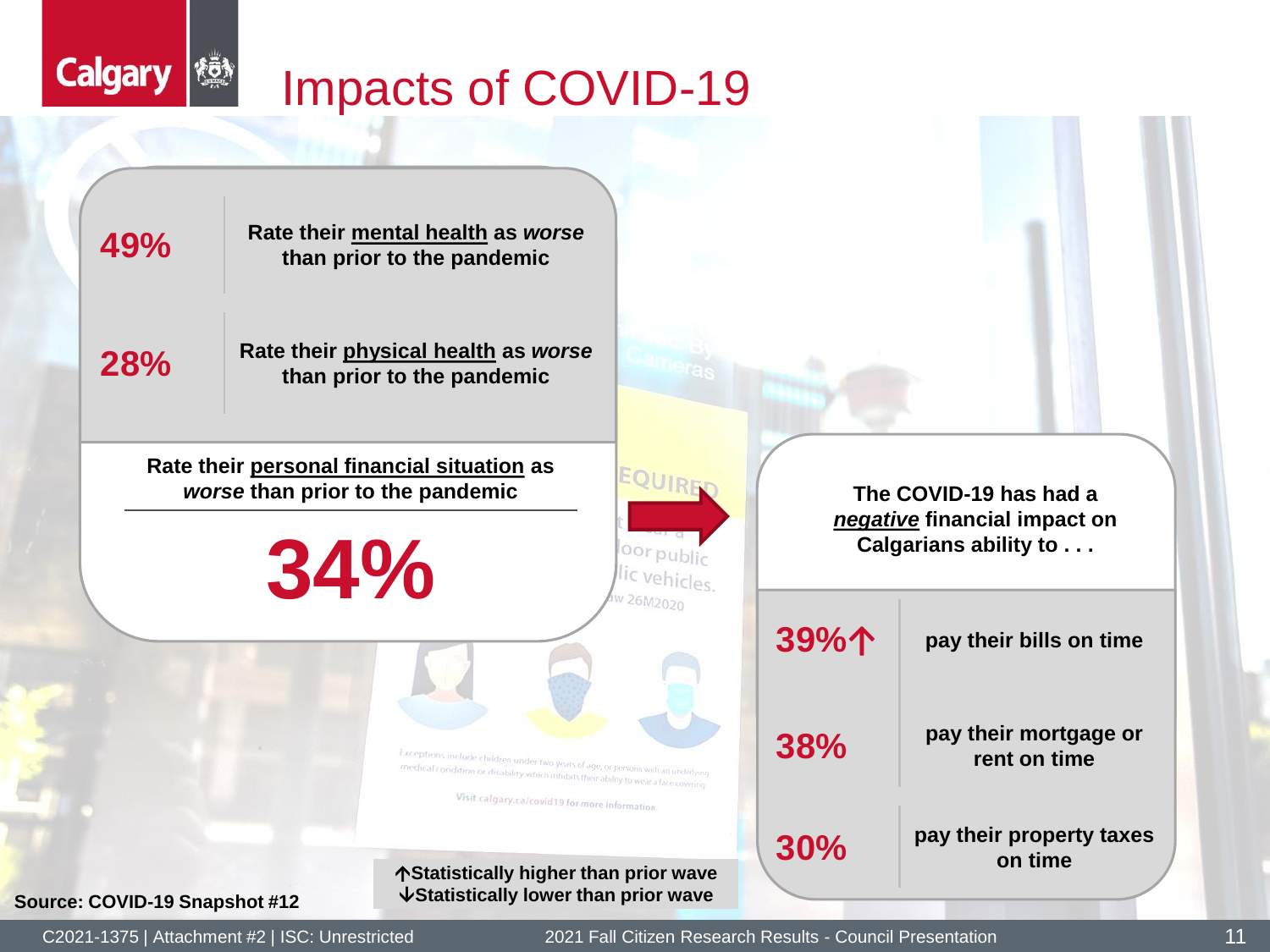# Impacts of COVID-19

| | |
|---|---|
| **49%** | **Rate their <u>mental health</u> as *worse* than prior to the pandemic** |
| **28%** | **Rate their <u>physical health</u> as *worse* than prior to the pandemic** |

**Rate their <u>personal financial situation</u> as *worse* than prior to the pandemic**

**34%**

**The COVID-19 has had a *<u>negative</u>* financial impact on Calgarians ability to . . .**

| | |
|---|---|
| **39%↑** | **pay their bills on time** |
| **38%** | **pay their mortgage or rent on time** |
| **30%** | **pay their property taxes on time** |

**↑Statistically higher than prior wave**
**↓Statistically lower than prior wave**

**Source: COVID-19 Snapshot #12**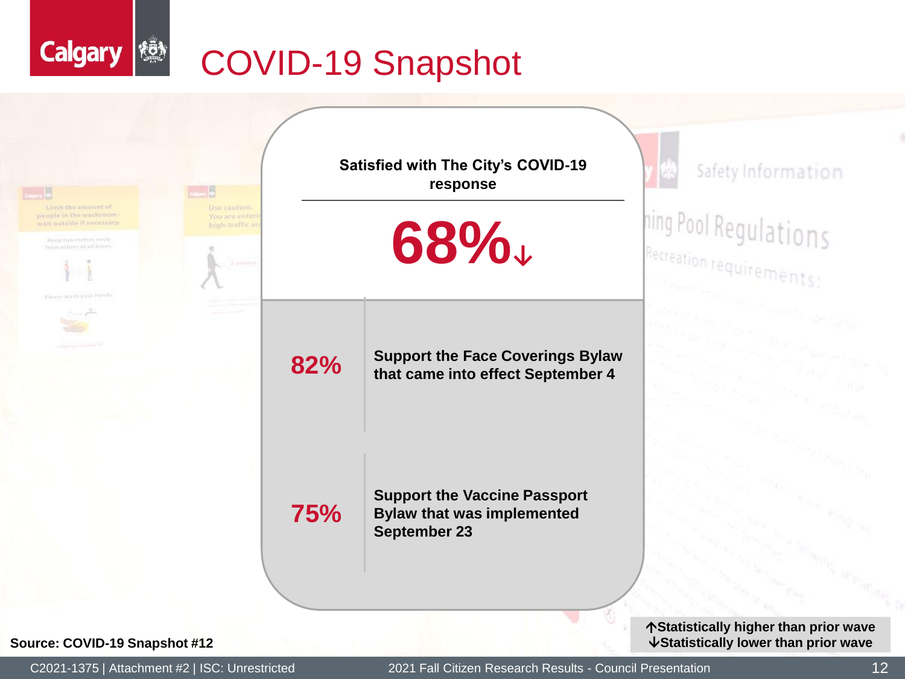# COVID-19 Snapshot

**Satisfied with The City's COVID-19 response**

**68%↓**

| | |
|---|---|
| **82%** | **Support the Face Coverings Bylaw that came into effect September 4** |
| **75%** | **Support the Vaccine Passport Bylaw that was implemented September 23** |

**Source: COVID-19 Snapshot #12**

**↑Statistically higher than prior wave**
**↓Statistically lower than prior wave**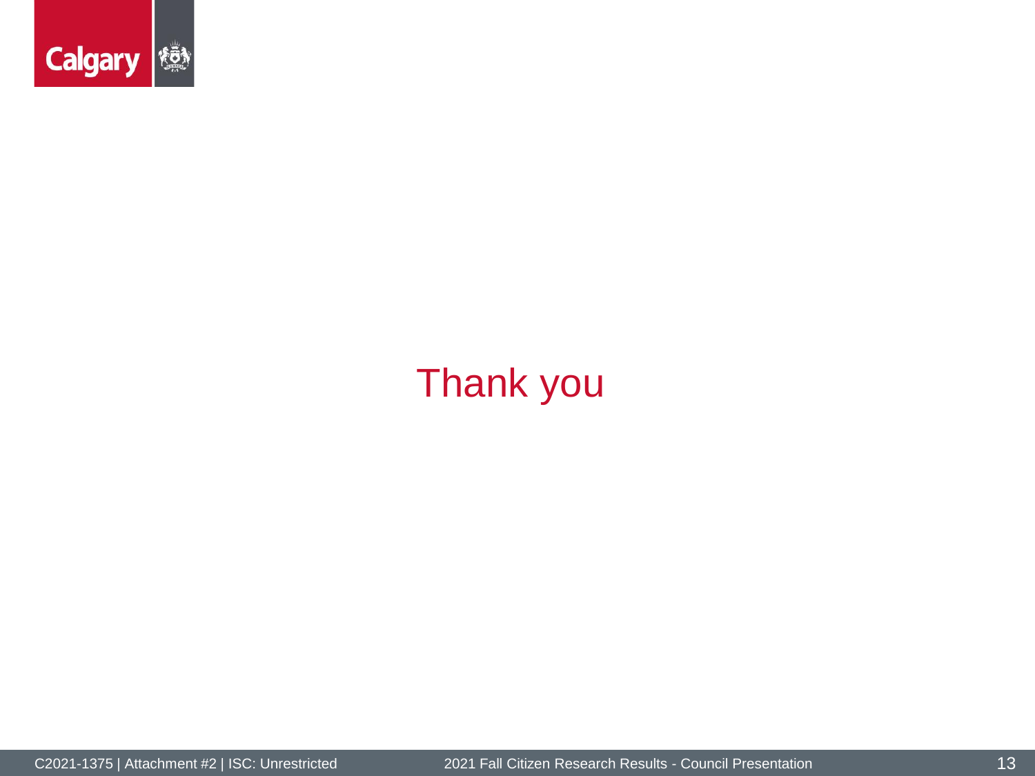Thank you